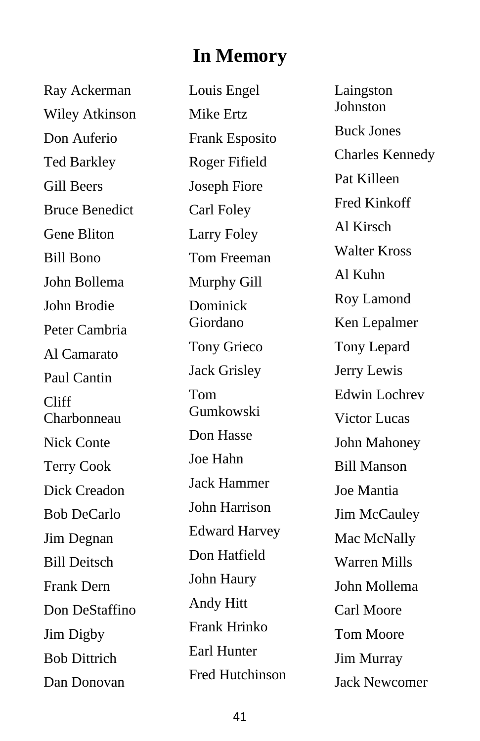# In Memory

Ray Ackerman

Wiley Atkinson

Don Auferio

Ted Barkley

Gill Beers

Bruce Benedict

Gene Bliton

Bill Bono

John Bollema

John Brodie

Peter Cambria

Al Camarato

Paul Cantin

Cliff Charbonneau

Nick Conte

Terry Cook

Dick Creadon

Bob DeCarlo

Jim Degnan

Bill Deitsch

Frank Dern

Don DeStaffino

Jim Digby

Bob Dittrich

Dan Donovan

Louis Engel

Mike Ertz

Frank Esposito

Roger Fifield

Joseph Fiore

Carl Foley

Larry Foley

Tom Freeman

Murphy Gill

Dominick Giordano

Tony Grieco

Jack Grisley

Tom Gumkowski

Don Hasse

Joe Hahn

Jack Hammer

John Harrison

Edward Harvey

Don Hatfield

John Haury

Andy Hitt

Frank Hrinko

Earl Hunter

Fred Hutchinson

Laingston Johnston

Buck Jones

Charles Kennedy

Pat Killeen

Fred Kinkoff

Al Kirsch

Walter Kross

Al Kuhn

Roy Lamond

Ken Lepalmer

Tony Lepard

Jerry Lewis

Edwin Lochrev

Victor Lucas

John Mahoney

Bill Manson

Joe Mantia

Jim McCauley

Mac McNally

Warren Mills

John Mollema

Carl Moore

Tom Moore

Jim Murray

Jack Newcomer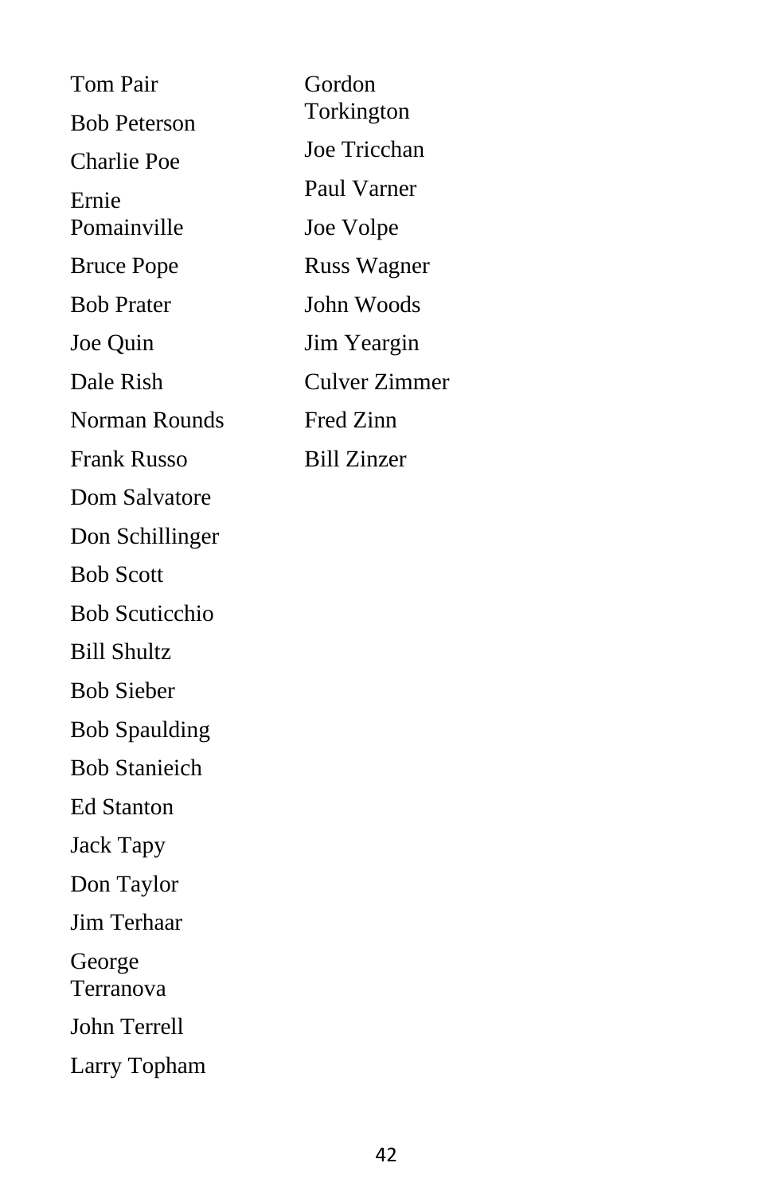Tom Pair

Bob Peterson

Charlie Poe

Ernie Pomainville

Bruce Pope

Bob Prater

Joe Quin

Dale Rish

Norman Rounds

Frank Russo

Dom Salvatore

Don Schillinger

Bob Scott

Bob Scuticchio

Bill Shultz

Bob Sieber

Bob Spaulding

Bob Stanieich

Ed Stanton

Jack Tapy

Don Taylor

Jim Terhaar

George Terranova

John Terrell

Larry Topham

Gordon Torkington

Joe Tricchan

Paul Varner

Joe Volpe

Russ Wagner

John Woods

Jim Yeargin

Culver Zimmer

Fred Zinn

Bill Zinzer